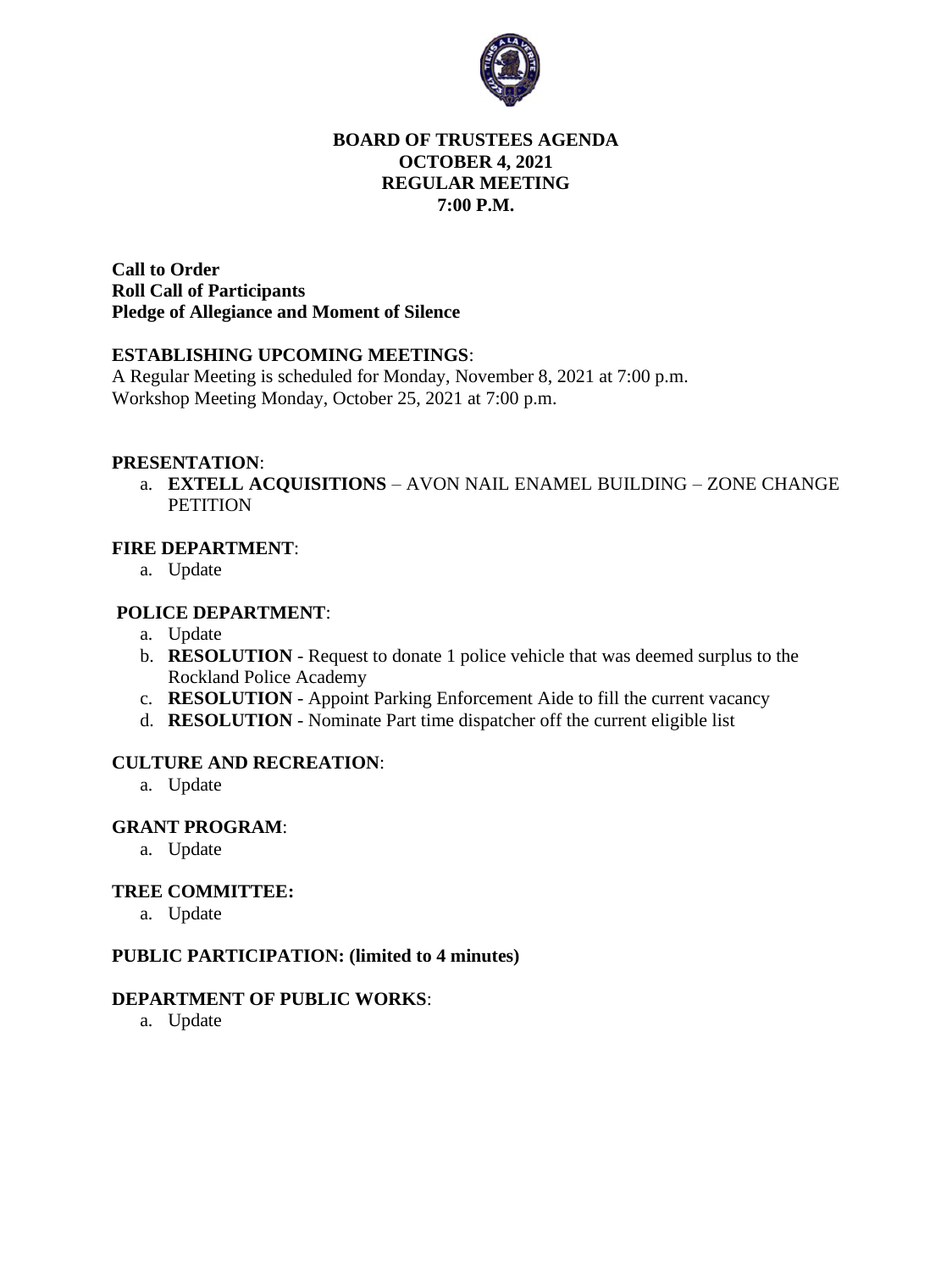# BOARD OF TRUSTEES AGENDA
# OCTOBER 4, 2021
# REGULAR MEETING
# 7:00 P.M.

**Call to Order**
**Roll Call of Participants**
**Pledge of Allegiance and Moment of Silence**

**ESTABLISHING UPCOMING MEETINGS**:

A Regular Meeting is scheduled for Monday, November 8, 2021 at 7:00 p.m.
Workshop Meeting Monday, October 25, 2021 at 7:00 p.m.

**PRESENTATION**:

a. **EXTELL ACQUISITIONS** – AVON NAIL ENAMEL BUILDING – ZONE CHANGE PETITION

**FIRE DEPARTMENT**:

a. Update

**POLICE DEPARTMENT**:

a. Update
b. **RESOLUTION** - Request to donate 1 police vehicle that was deemed surplus to the Rockland Police Academy
c. **RESOLUTION** - Appoint Parking Enforcement Aide to fill the current vacancy
d. **RESOLUTION** - Nominate Part time dispatcher off the current eligible list

**CULTURE AND RECREATION**:

a. Update

**GRANT PROGRAM**:

a. Update

**TREE COMMITTEE:**

a. Update

**PUBLIC PARTICIPATION: (limited to 4 minutes)**

**DEPARTMENT OF PUBLIC WORKS**:

a. Update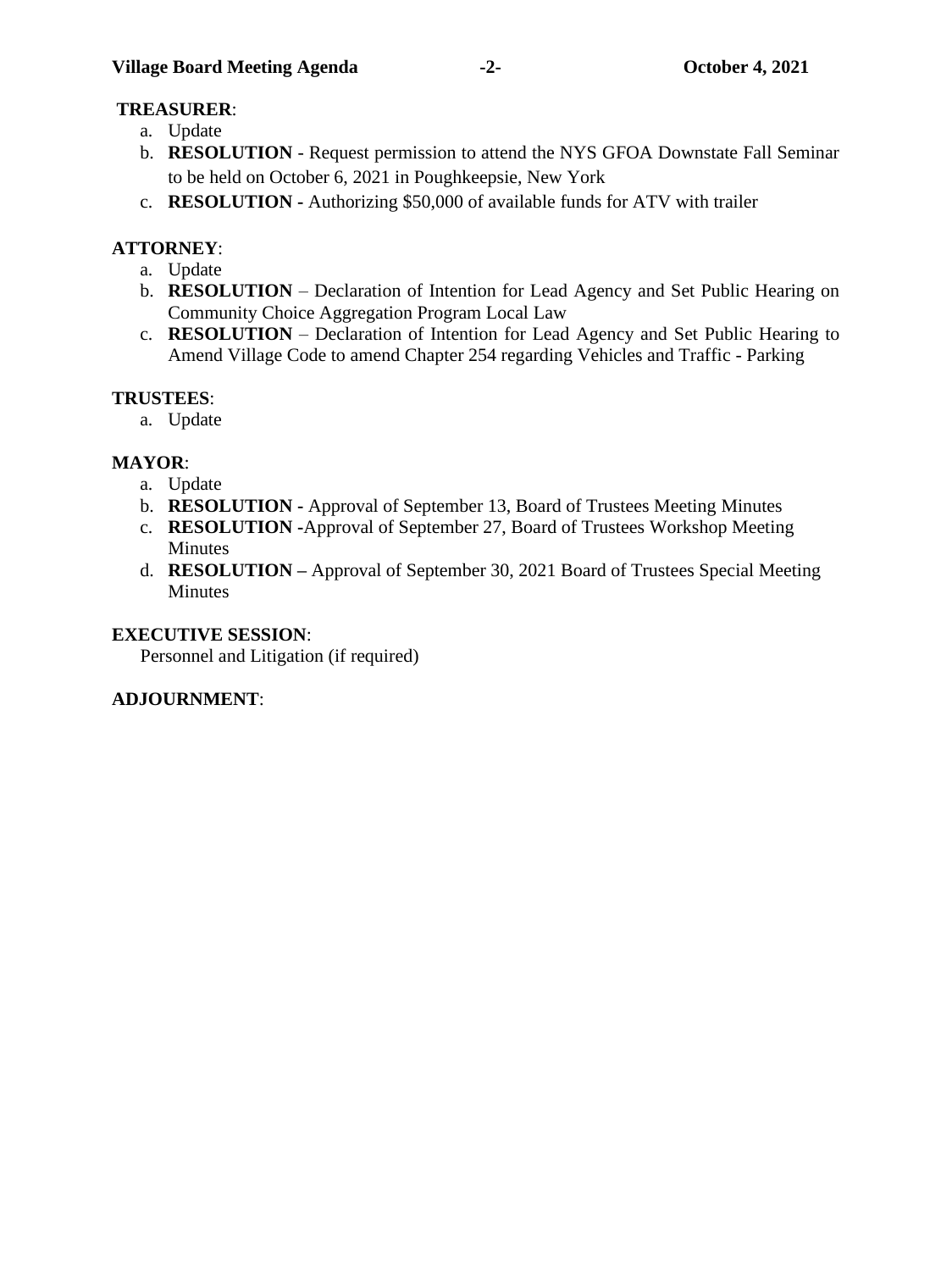**TREASURER**:

a. Update
b. **RESOLUTION** - Request permission to attend the NYS GFOA Downstate Fall Seminar to be held on October 6, 2021 in Poughkeepsie, New York
c. **RESOLUTION -** Authorizing $50,000 of available funds for ATV with trailer

**ATTORNEY**:

a. Update
b. **RESOLUTION** – Declaration of Intention for Lead Agency and Set Public Hearing on Community Choice Aggregation Program Local Law
c. **RESOLUTION** – Declaration of Intention for Lead Agency and Set Public Hearing to Amend Village Code to amend Chapter 254 regarding Vehicles and Traffic - Parking

**TRUSTEES**:

a. Update

**MAYOR**:

a. Update
b. **RESOLUTION -** Approval of September 13, Board of Trustees Meeting Minutes
c. **RESOLUTION -**Approval of September 27, Board of Trustees Workshop Meeting Minutes
d. **RESOLUTION –** Approval of September 30, 2021 Board of Trustees Special Meeting Minutes

**EXECUTIVE SESSION**:

Personnel and Litigation (if required)

**ADJOURNMENT**: